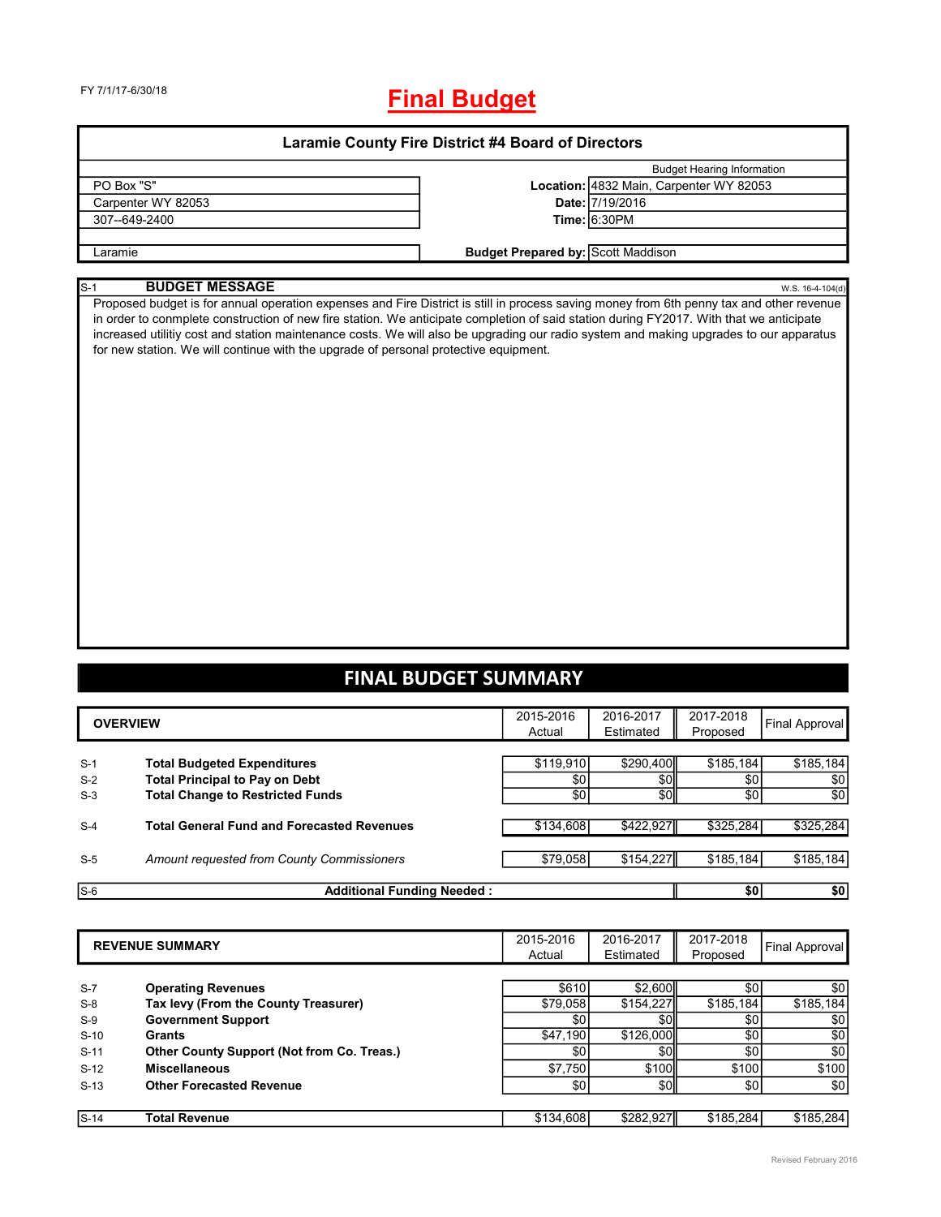FY 7/1/17-6/30/18

# Final Budget

## Laramie County Fire District #4 Board of Directors

| | | Budget Hearing Information |
|---|---|---|
| PO Box "S" | **Location:** | 4832 Main, Carpenter WY 82053 |
| Carpenter WY 82053 | **Date:** | 7/19/2016 |
| 307--649-2400 | **Time:** | 6:30PM |
| | | |
| Laramie | **Budget Prepared by:** | Scott Maddison |

S-1 **BUDGET MESSAGE** W.S. 16-4-104(d)

Proposed budget is for annual operation expenses and Fire District is still in process saving money from 6th penny tax and other revenue in order to conmplete construction of new fire station. We anticipate completion of said station during FY2017. With that we anticipate increased utilitiy cost and station maintenance costs. We will also be upgrading our radio system and making upgrades to our apparatus for new station. We will continue with the upgrade of personal protective equipment.

## FINAL BUDGET SUMMARY

| | OVERVIEW | 2015-2016 Actual | 2016-2017 Estimated | 2017-2018 Proposed | Final Approval |
|---|---|---|---|---|---|
| S-1 | **Total Budgeted Expenditures** | $119,910 | $290,400 | $185,184 | $185,184 |
| S-2 | **Total Principal to Pay on Debt** | $0 | $0 | $0 | $0 |
| S-3 | **Total Change to Restricted Funds** | $0 | $0 | $0 | $0 |
| S-4 | **Total General Fund and Forecasted Revenues** | $134,608 | $422,927 | $325,284 | $325,284 |
| S-5 | *Amount requested from County Commissioners* | $79,058 | $154,227 | $185,184 | $185,184 |
| S-6 | **Additional Funding Needed :** | | | **$0** | **$0** |

| | REVENUE SUMMARY | 2015-2016 Actual | 2016-2017 Estimated | 2017-2018 Proposed | Final Approval |
|---|---|---|---|---|---|
| S-7 | **Operating Revenues** | $610 | $2,600 | $0 | $0 |
| S-8 | **Tax levy (From the County Treasurer)** | $79,058 | $154,227 | $185,184 | $185,184 |
| S-9 | **Government Support** | $0 | $0 | $0 | $0 |
| S-10 | **Grants** | $47,190 | $126,000 | $0 | $0 |
| S-11 | **Other County Support (Not from Co. Treas.)** | $0 | $0 | $0 | $0 |
| S-12 | **Miscellaneous** | $7,750 | $100 | $100 | $100 |
| S-13 | **Other Forecasted Revenue** | $0 | $0 | $0 | $0 |
| S-14 | **Total Revenue** | $134,608 | $282,927 | $185,284 | $185,284 |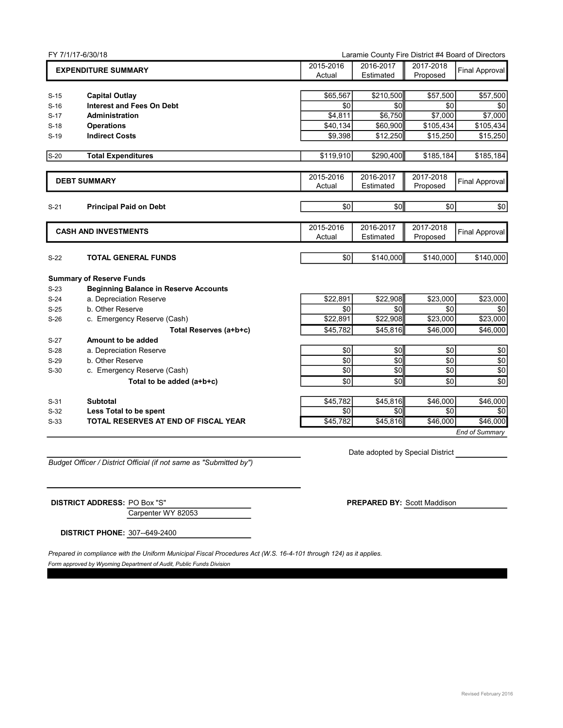FY 7/1/17-6/30/18 | Laramie County Fire District #4 Board of Directors

| | EXPENDITURE SUMMARY | 2015-2016 Actual | 2016-2017 Estimated | 2017-2018 Proposed | Final Approval |
|---|---|---|---|---|---|
| S-15 | **Capital Outlay** | $65,567 | $210,500 | $57,500 | $57,500 |
| S-16 | **Interest and Fees On Debt** | $0 | $0 | $0 | $0 |
| S-17 | **Administration** | $4,811 | $6,750 | $7,000 | $7,000 |
| S-18 | **Operations** | $40,134 | $60,900 | $105,434 | $105,434 |
| S-19 | **Indirect Costs** | $9,398 | $12,250 | $15,250 | $15,250 |
| S-20 | **Total Expenditures** | $119,910 | $290,400 | $185,184 | $185,184 |

| | DEBT SUMMARY | 2015-2016 Actual | 2016-2017 Estimated | 2017-2018 Proposed | Final Approval |
|---|---|---|---|---|---|
| S-21 | **Principal Paid on Debt** | $0 | $0 | $0 | $0 |

| | CASH AND INVESTMENTS | 2015-2016 Actual | 2016-2017 Estimated | 2017-2018 Proposed | Final Approval |
|---|---|---|---|---|---|
| S-22 | **TOTAL GENERAL FUNDS** | $0 | $140,000 | $140,000 | $140,000 |
| | **Summary of Reserve Funds** | | | | |
| S-23 | **Beginning Balance in Reserve Accounts** | | | | |
| S-24 | a. Depreciation Reserve | $22,891 | $22,908 | $23,000 | $23,000 |
| S-25 | b. Other Reserve | $0 | $0 | $0 | $0 |
| S-26 | c. Emergency Reserve (Cash) | $22,891 | $22,908 | $23,000 | $23,000 |
| | **Total Reserves (a+b+c)** | $45,782 | $45,816 | $46,000 | $46,000 |
| S-27 | **Amount to be added** | | | | |
| S-28 | a. Depreciation Reserve | $0 | $0 | $0 | $0 |
| S-29 | b. Other Reserve | $0 | $0 | $0 | $0 |
| S-30 | c. Emergency Reserve (Cash) | $0 | $0 | $0 | $0 |
| | **Total to be added (a+b+c)** | $0 | $0 | $0 | $0 |
| S-31 | **Subtotal** | $45,782 | $45,816 | $46,000 | $46,000 |
| S-32 | **Less Total to be spent** | $0 | $0 | $0 | $0 |
| S-33 | **TOTAL RESERVES AT END OF FISCAL YEAR** | $45,782 | $45,816 | $46,000 | $46,000 |

*End of Summary*

Date adopted by Special District ____________

*Budget Officer / District Official (if not same as "Submitted by")*

**DISTRICT ADDRESS:** PO Box "S"
Carpenter WY 82053

**PREPARED BY:** Scott Maddison

**DISTRICT PHONE:** 307--649-2400

*Prepared in compliance with the Uniform Municipal Fiscal Procedures Act (W.S. 16-4-101 through 124) as it applies.*

*Form approved by Wyoming Department of Audit, Public Funds Division*

Revised February 2016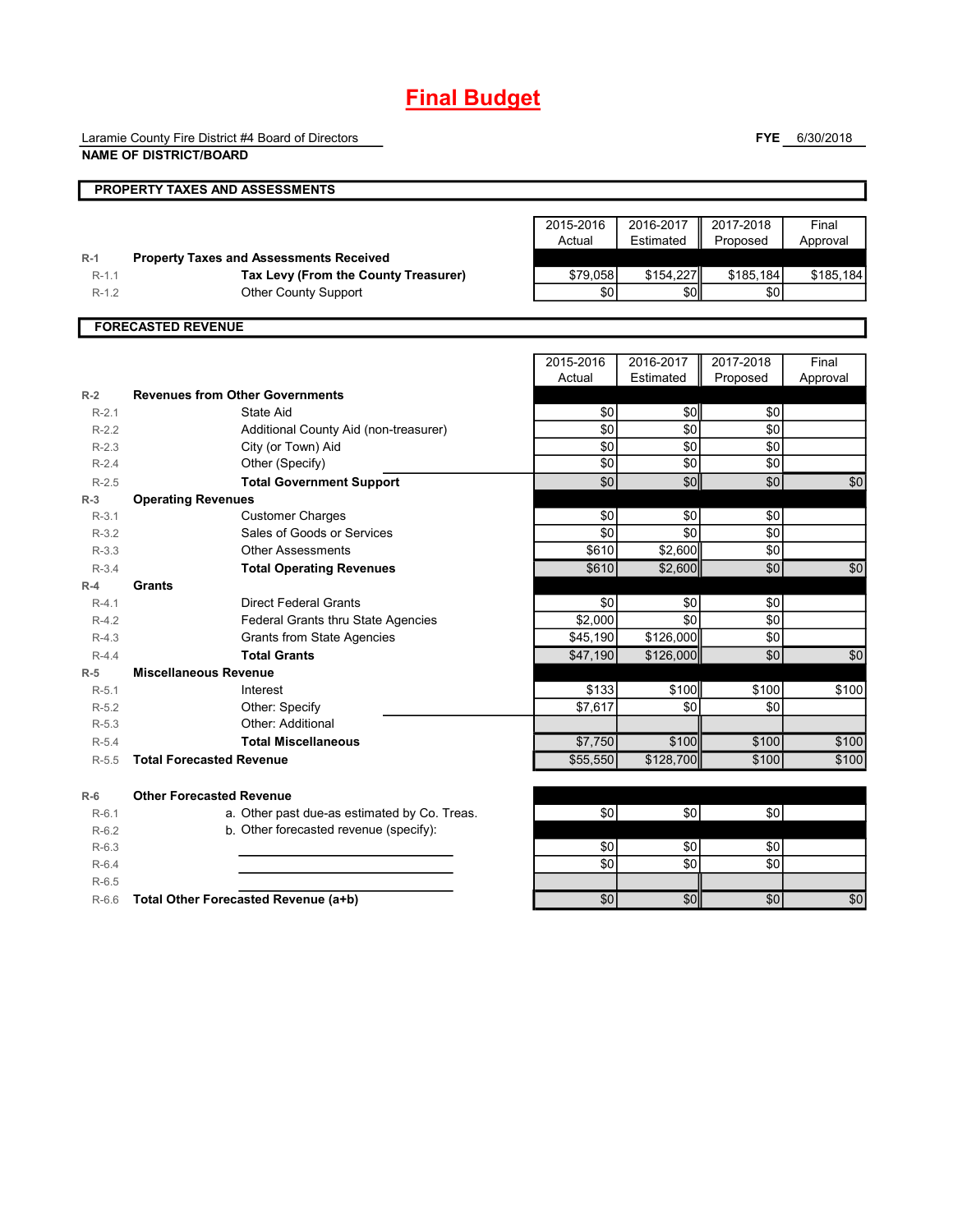# Final Budget

Laramie County Fire District #4 Board of Directors
**NAME OF DISTRICT/BOARD**

**FYE** 6/30/2018

## PROPERTY TAXES AND ASSESSMENTS

| | | 2015-2016 Actual | 2016-2017 Estimated | 2017-2018 Proposed | Final Approval |
|---|---|---|---|---|---|
| R-1 | **Property Taxes and Assessments Received** | | | | |
| R-1.1 | **Tax Levy (From the County Treasurer)** | $79,058 | $154,227 | $185,184 | $185,184 |
| R-1.2 | Other County Support | $0 | $0 | $0 | |

## FORECASTED REVENUE

| | | 2015-2016 Actual | 2016-2017 Estimated | 2017-2018 Proposed | Final Approval |
|---|---|---|---|---|---|
| R-2 | **Revenues from Other Governments** | | | | |
| R-2.1 | State Aid | $0 | $0 | $0 | |
| R-2.2 | Additional County Aid (non-treasurer) | $0 | $0 | $0 | |
| R-2.3 | City (or Town) Aid | $0 | $0 | $0 | |
| R-2.4 | Other (Specify) | $0 | $0 | $0 | |
| R-2.5 | **Total Government Support** | $0 | $0 | $0 | $0 |
| R-3 | **Operating Revenues** | | | | |
| R-3.1 | Customer Charges | $0 | $0 | $0 | |
| R-3.2 | Sales of Goods or Services | $0 | $0 | $0 | |
| R-3.3 | Other Assessments | $610 | $2,600 | $0 | |
| R-3.4 | **Total Operating Revenues** | $610 | $2,600 | $0 | $0 |
| R-4 | **Grants** | | | | |
| R-4.1 | Direct Federal Grants | $0 | $0 | $0 | |
| R-4.2 | Federal Grants thru State Agencies | $2,000 | $0 | $0 | |
| R-4.3 | Grants from State Agencies | $45,190 | $126,000 | $0 | |
| R-4.4 | **Total Grants** | $47,190 | $126,000 | $0 | $0 |
| R-5 | **Miscellaneous Revenue** | | | | |
| R-5.1 | Interest | $133 | $100 | $100 | $100 |
| R-5.2 | Other: Specify | $7,617 | $0 | $0 | |
| R-5.3 | Other: Additional | | | | |
| R-5.4 | **Total Miscellaneous** | $7,750 | $100 | $100 | $100 |
| R-5.5 | **Total Forecasted Revenue** | $55,550 | $128,700 | $100 | $100 |
| R-6 | **Other Forecasted Revenue** | | | | |
| R-6.1 | a. Other past due-as estimated by Co. Treas. | $0 | $0 | $0 | |
| R-6.2 | b. Other forecasted revenue (specify): | | | | |
| R-6.3 | | $0 | $0 | $0 | |
| R-6.4 | | $0 | $0 | $0 | |
| R-6.5 | | | | | |
| R-6.6 | **Total Other Forecasted Revenue (a+b)** | $0 | $0 | $0 | $0 |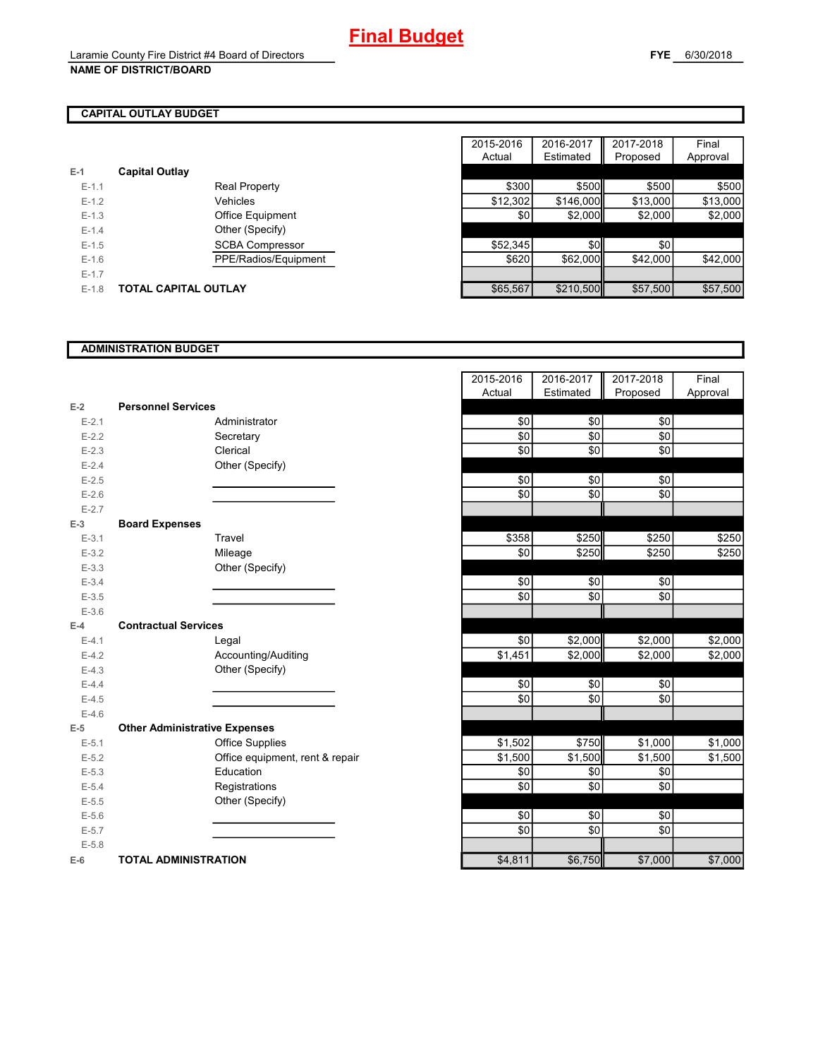# Final Budget

Laramie County Fire District #4 Board of Directors
**NAME OF DISTRICT/BOARD**

**FYE** 6/30/2018

## CAPITAL OUTLAY BUDGET

| | | | 2015-2016 Actual | 2016-2017 Estimated | 2017-2018 Proposed | Final Approval |
|---|---|---|---|---|---|---|
| **E-1** | **Capital Outlay** | | | | | |
| E-1.1 | | Real Property | $300 | $500 | $500 | $500 |
| E-1.2 | | Vehicles | $12,302 | $146,000 | $13,000 | $13,000 |
| E-1.3 | | Office Equipment | $0 | $2,000 | $2,000 | $2,000 |
| E-1.4 | | Other (Specify) | | | | |
| E-1.5 | | SCBA Compressor | $52,345 | $0 | $0 | |
| E-1.6 | | PPE/Radios/Equipment | $620 | $62,000 | $42,000 | $42,000 |
| E-1.7 | | | | | | |
| E-1.8 | **TOTAL CAPITAL OUTLAY** | | $65,567 | $210,500 | $57,500 | $57,500 |

## ADMINISTRATION BUDGET

| | | | 2015-2016 Actual | 2016-2017 Estimated | 2017-2018 Proposed | Final Approval |
|---|---|---|---|---|---|---|
| **E-2** | **Personnel Services** | | | | | |
| E-2.1 | | Administrator | $0 | $0 | $0 | |
| E-2.2 | | Secretary | $0 | $0 | $0 | |
| E-2.3 | | Clerical | $0 | $0 | $0 | |
| E-2.4 | | Other (Specify) | | | | |
| E-2.5 | | | $0 | $0 | $0 | |
| E-2.6 | | | $0 | $0 | $0 | |
| E-2.7 | | | | | | |
| **E-3** | **Board Expenses** | | | | | |
| E-3.1 | | Travel | $358 | $250 | $250 | $250 |
| E-3.2 | | Mileage | $0 | $250 | $250 | $250 |
| E-3.3 | | Other (Specify) | | | | |
| E-3.4 | | | $0 | $0 | $0 | |
| E-3.5 | | | $0 | $0 | $0 | |
| E-3.6 | | | | | | |
| **E-4** | **Contractual Services** | | | | | |
| E-4.1 | | Legal | $0 | $2,000 | $2,000 | $2,000 |
| E-4.2 | | Accounting/Auditing | $1,451 | $2,000 | $2,000 | $2,000 |
| E-4.3 | | Other (Specify) | | | | |
| E-4.4 | | | $0 | $0 | $0 | |
| E-4.5 | | | $0 | $0 | $0 | |
| E-4.6 | | | | | | |
| **E-5** | **Other Administrative Expenses** | | | | | |
| E-5.1 | | Office Supplies | $1,502 | $750 | $1,000 | $1,000 |
| E-5.2 | | Office equipment, rent & repair | $1,500 | $1,500 | $1,500 | $1,500 |
| E-5.3 | | Education | $0 | $0 | $0 | |
| E-5.4 | | Registrations | $0 | $0 | $0 | |
| E-5.5 | | Other (Specify) | | | | |
| E-5.6 | | | $0 | $0 | $0 | |
| E-5.7 | | | $0 | $0 | $0 | |
| E-5.8 | | | | | | |
| **E-6** | **TOTAL ADMINISTRATION** | | $4,811 | $6,750 | $7,000 | $7,000 |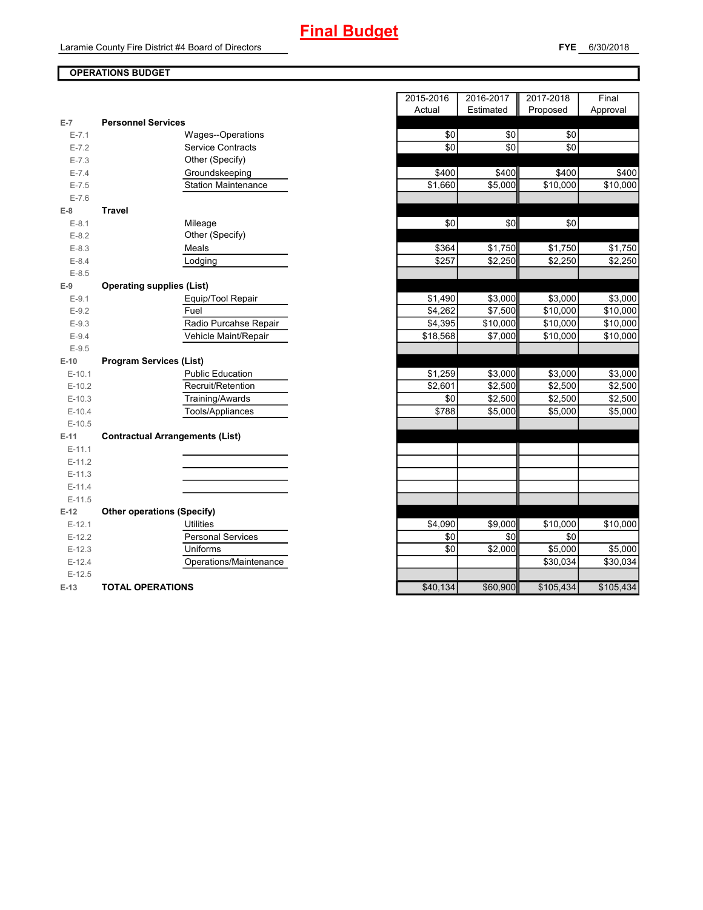# Final Budget

Laramie County Fire District #4 Board of Directors

**FYE** 6/30/2018

## OPERATIONS BUDGET

| | | | 2015-2016 Actual | 2016-2017 Estimated | 2017-2018 Proposed | Final Approval |
|---|---|---|---|---|---|---|
| **E-7** | **Personnel Services** | | | | | |
| E-7.1 | | Wages--Operations | $0 | $0 | $0 | |
| E-7.2 | | Service Contracts | $0 | $0 | $0 | |
| E-7.3 | | Other (Specify) | | | | |
| E-7.4 | | Groundskeeping | $400 | $400 | $400 | $400 |
| E-7.5 | | Station Maintenance | $1,660 | $5,000 | $10,000 | $10,000 |
| E-7.6 | | | | | | |
| **E-8** | **Travel** | | | | | |
| E-8.1 | | Mileage | $0 | $0 | $0 | |
| E-8.2 | | Other (Specify) | | | | |
| E-8.3 | | Meals | $364 | $1,750 | $1,750 | $1,750 |
| E-8.4 | | Lodging | $257 | $2,250 | $2,250 | $2,250 |
| E-8.5 | | | | | | |
| **E-9** | **Operating supplies (List)** | | | | | |
| E-9.1 | | Equip/Tool Repair | $1,490 | $3,000 | $3,000 | $3,000 |
| E-9.2 | | Fuel | $4,262 | $7,500 | $10,000 | $10,000 |
| E-9.3 | | Radio Purcahse Repair | $4,395 | $10,000 | $10,000 | $10,000 |
| E-9.4 | | Vehicle Maint/Repair | $18,568 | $7,000 | $10,000 | $10,000 |
| E-9.5 | | | | | | |
| **E-10** | **Program Services (List)** | | | | | |
| E-10.1 | | Public Education | $1,259 | $3,000 | $3,000 | $3,000 |
| E-10.2 | | Recruit/Retention | $2,601 | $2,500 | $2,500 | $2,500 |
| E-10.3 | | Training/Awards | $0 | $2,500 | $2,500 | $2,500 |
| E-10.4 | | Tools/Appliances | $788 | $5,000 | $5,000 | $5,000 |
| E-10.5 | | | | | | |
| **E-11** | **Contractual Arrangements (List)** | | | | | |
| E-11.1 | | | | | | |
| E-11.2 | | | | | | |
| E-11.3 | | | | | | |
| E-11.4 | | | | | | |
| E-11.5 | | | | | | |
| **E-12** | **Other operations (Specify)** | | | | | |
| E-12.1 | | Utilities | $4,090 | $9,000 | $10,000 | $10,000 |
| E-12.2 | | Personal Services | $0 | $0 | $0 | |
| E-12.3 | | Uniforms | $0 | $2,000 | $5,000 | $5,000 |
| E-12.4 | | Operations/Maintenance | | | $30,034 | $30,034 |
| E-12.5 | | | | | | |
| **E-13** | **TOTAL OPERATIONS** | | $40,134 | $60,900 | $105,434 | $105,434 |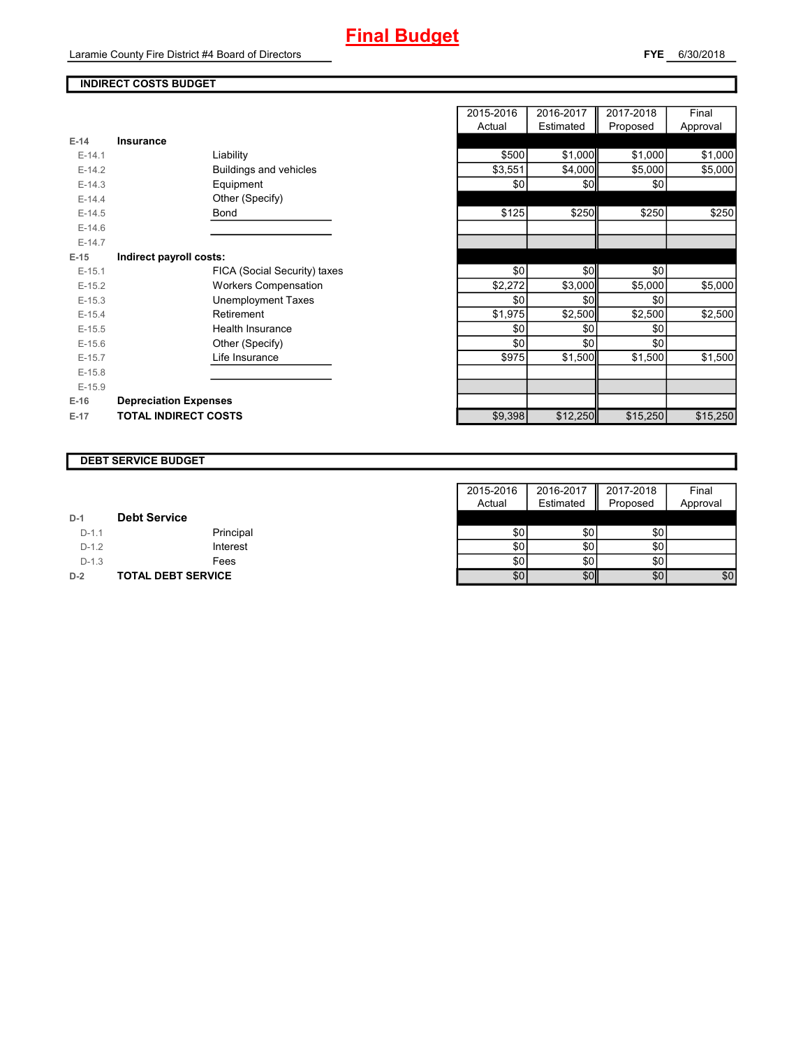# Final Budget

Laramie County Fire District #4 Board of Directors

**FYE** 6/30/2018

## INDIRECT COSTS BUDGET

| | | | 2015-2016 Actual | 2016-2017 Estimated | 2017-2018 Proposed | Final Approval |
|---|---|---|---|---|---|---|
| **E-14** | **Insurance** | | | | | |
| E-14.1 | | Liability | $500 | $1,000 | $1,000 | $1,000 |
| E-14.2 | | Buildings and vehicles | $3,551 | $4,000 | $5,000 | $5,000 |
| E-14.3 | | Equipment | $0 | $0 | $0 | |
| E-14.4 | | Other (Specify) | | | | |
| E-14.5 | | Bond | $125 | $250 | $250 | $250 |
| E-14.6 | | | | | | |
| E-14.7 | | | | | | |
| **E-15** | **Indirect payroll costs:** | | | | | |
| E-15.1 | | FICA (Social Security) taxes | $0 | $0 | $0 | |
| E-15.2 | | Workers Compensation | $2,272 | $3,000 | $5,000 | $5,000 |
| E-15.3 | | Unemployment Taxes | $0 | $0 | $0 | |
| E-15.4 | | Retirement | $1,975 | $2,500 | $2,500 | $2,500 |
| E-15.5 | | Health Insurance | $0 | $0 | $0 | |
| E-15.6 | | Other (Specify) | $0 | $0 | $0 | |
| E-15.7 | | Life Insurance | $975 | $1,500 | $1,500 | $1,500 |
| E-15.8 | | | | | | |
| E-15.9 | | | | | | |
| **E-16** | **Depreciation Expenses** | | | | | |
| **E-17** | **TOTAL INDIRECT COSTS** | | $9,398 | $12,250 | $15,250 | $15,250 |

## DEBT SERVICE BUDGET

| | | | 2015-2016 Actual | 2016-2017 Estimated | 2017-2018 Proposed | Final Approval |
|---|---|---|---|---|---|---|
| **D-1** | **Debt Service** | | | | | |
| D-1.1 | | Principal | $0 | $0 | $0 | |
| D-1.2 | | Interest | $0 | $0 | $0 | |
| D-1.3 | | Fees | $0 | $0 | $0 | |
| **D-2** | **TOTAL DEBT SERVICE** | | $0 | $0 | $0 | $0 |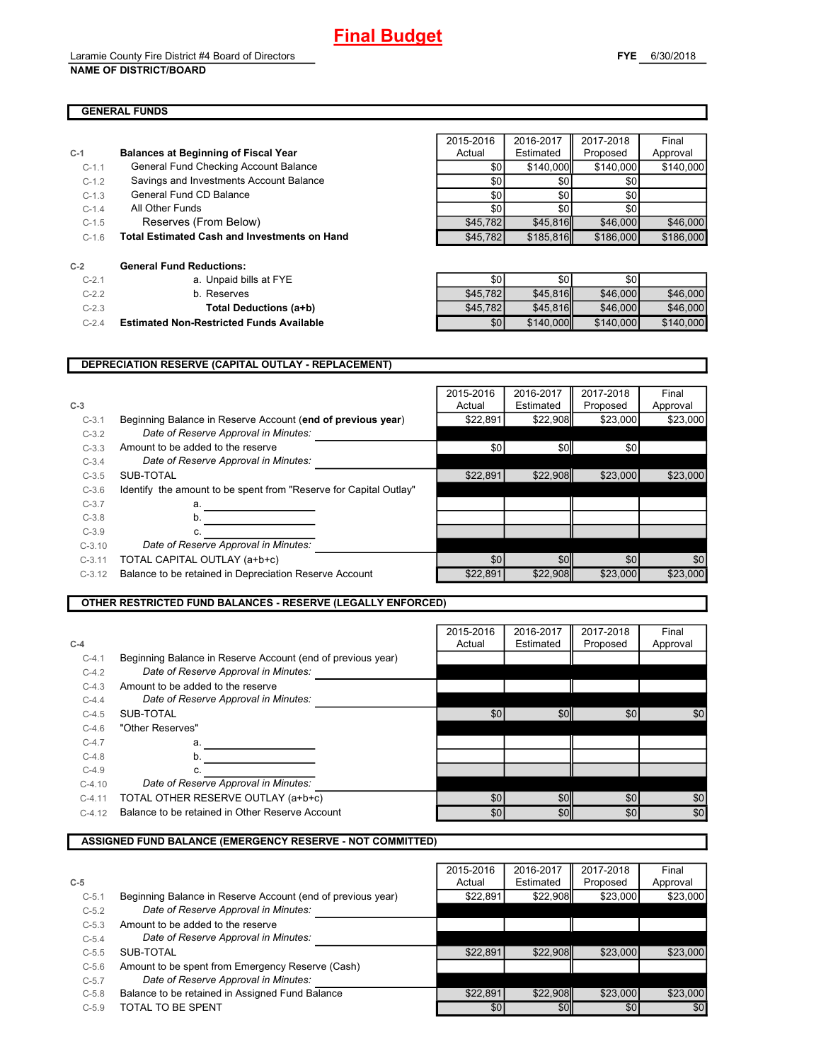# Final Budget

Laramie County Fire District #4 Board of Directors
**NAME OF DISTRICT/BOARD**

**FYE** 6/30/2018

## GENERAL FUNDS

| | | 2015-2016 Actual | 2016-2017 Estimated | 2017-2018 Proposed | Final Approval |
|---|---|---|---|---|---|
| **C-1** | **Balances at Beginning of Fiscal Year** | | | | |
| C-1.1 | General Fund Checking Account Balance | $0 | $140,000 | $140,000 | $140,000 |
| C-1.2 | Savings and Investments Account Balance | $0 | $0 | $0 | |
| C-1.3 | General Fund CD Balance | $0 | $0 | $0 | |
| C-1.4 | All Other Funds | $0 | $0 | $0 | |
| C-1.5 | Reserves (From Below) | $45,782 | $45,816 | $46,000 | $46,000 |
| C-1.6 | **Total Estimated Cash and Investments on Hand** | $45,782 | $185,816 | $186,000 | $186,000 |
| **C-2** | **General Fund Reductions:** | | | | |
| C-2.1 | a. Unpaid bills at FYE | $0 | $0 | $0 | |
| C-2.2 | b. Reserves | $45,782 | $45,816 | $46,000 | $46,000 |
| C-2.3 | **Total Deductions (a+b)** | $45,782 | $45,816 | $46,000 | $46,000 |
| C-2.4 | **Estimated Non-Restricted Funds Available** | $0 | $140,000 | $140,000 | $140,000 |

## DEPRECIATION RESERVE (CAPITAL OUTLAY - REPLACEMENT)

| | | 2015-2016 Actual | 2016-2017 Estimated | 2017-2018 Proposed | Final Approval |
|---|---|---|---|---|---|
| **C-3** | | | | | |
| C-3.1 | Beginning Balance in Reserve Account (**end of previous year**) | $22,891 | $22,908 | $23,000 | $23,000 |
| C-3.2 | *Date of Reserve Approval in Minutes:* | | | | |
| C-3.3 | Amount to be added to the reserve | $0 | $0 | $0 | |
| C-3.4 | *Date of Reserve Approval in Minutes:* | | | | |
| C-3.5 | SUB-TOTAL | $22,891 | $22,908 | $23,000 | $23,000 |
| C-3.6 | Identify the amount to be spent from "Reserve for Capital Outlay" | | | | |
| C-3.7 | a. | | | | |
| C-3.8 | b. | | | | |
| C-3.9 | c. | | | | |
| C-3.10 | *Date of Reserve Approval in Minutes:* | | | | |
| C-3.11 | TOTAL CAPITAL OUTLAY (a+b+c) | $0 | $0 | $0 | $0 |
| C-3.12 | Balance to be retained in Depreciation Reserve Account | $22,891 | $22,908 | $23,000 | $23,000 |

## OTHER RESTRICTED FUND BALANCES - RESERVE (LEGALLY ENFORCED)

| | | 2015-2016 Actual | 2016-2017 Estimated | 2017-2018 Proposed | Final Approval |
|---|---|---|---|---|---|
| **C-4** | | | | | |
| C-4.1 | Beginning Balance in Reserve Account (end of previous year) | | | | |
| C-4.2 | *Date of Reserve Approval in Minutes:* | | | | |
| C-4.3 | Amount to be added to the reserve | | | | |
| C-4.4 | *Date of Reserve Approval in Minutes:* | | | | |
| C-4.5 | SUB-TOTAL | $0 | $0 | $0 | $0 |
| C-4.6 | "Other Reserves" | | | | |
| C-4.7 | a. | | | | |
| C-4.8 | b. | | | | |
| C-4.9 | c. | | | | |
| C-4.10 | *Date of Reserve Approval in Minutes:* | | | | |
| C-4.11 | TOTAL OTHER RESERVE OUTLAY (a+b+c) | $0 | $0 | $0 | $0 |
| C-4.12 | Balance to be retained in Other Reserve Account | $0 | $0 | $0 | $0 |

## ASSIGNED FUND BALANCE (EMERGENCY RESERVE - NOT COMMITTED)

| | | 2015-2016 Actual | 2016-2017 Estimated | 2017-2018 Proposed | Final Approval |
|---|---|---|---|---|---|
| **C-5** | | | | | |
| C-5.1 | Beginning Balance in Reserve Account (end of previous year) | $22,891 | $22,908 | $23,000 | $23,000 |
| C-5.2 | *Date of Reserve Approval in Minutes:* | | | | |
| C-5.3 | Amount to be added to the reserve | | | | |
| C-5.4 | *Date of Reserve Approval in Minutes:* | | | | |
| C-5.5 | SUB-TOTAL | $22,891 | $22,908 | $23,000 | $23,000 |
| C-5.6 | Amount to be spent from Emergency Reserve (Cash) | | | | |
| C-5.7 | *Date of Reserve Approval in Minutes:* | | | | |
| C-5.8 | Balance to be retained in Assigned Fund Balance | $22,891 | $22,908 | $23,000 | $23,000 |
| C-5.9 | TOTAL TO BE SPENT | $0 | $0 | $0 | $0 |